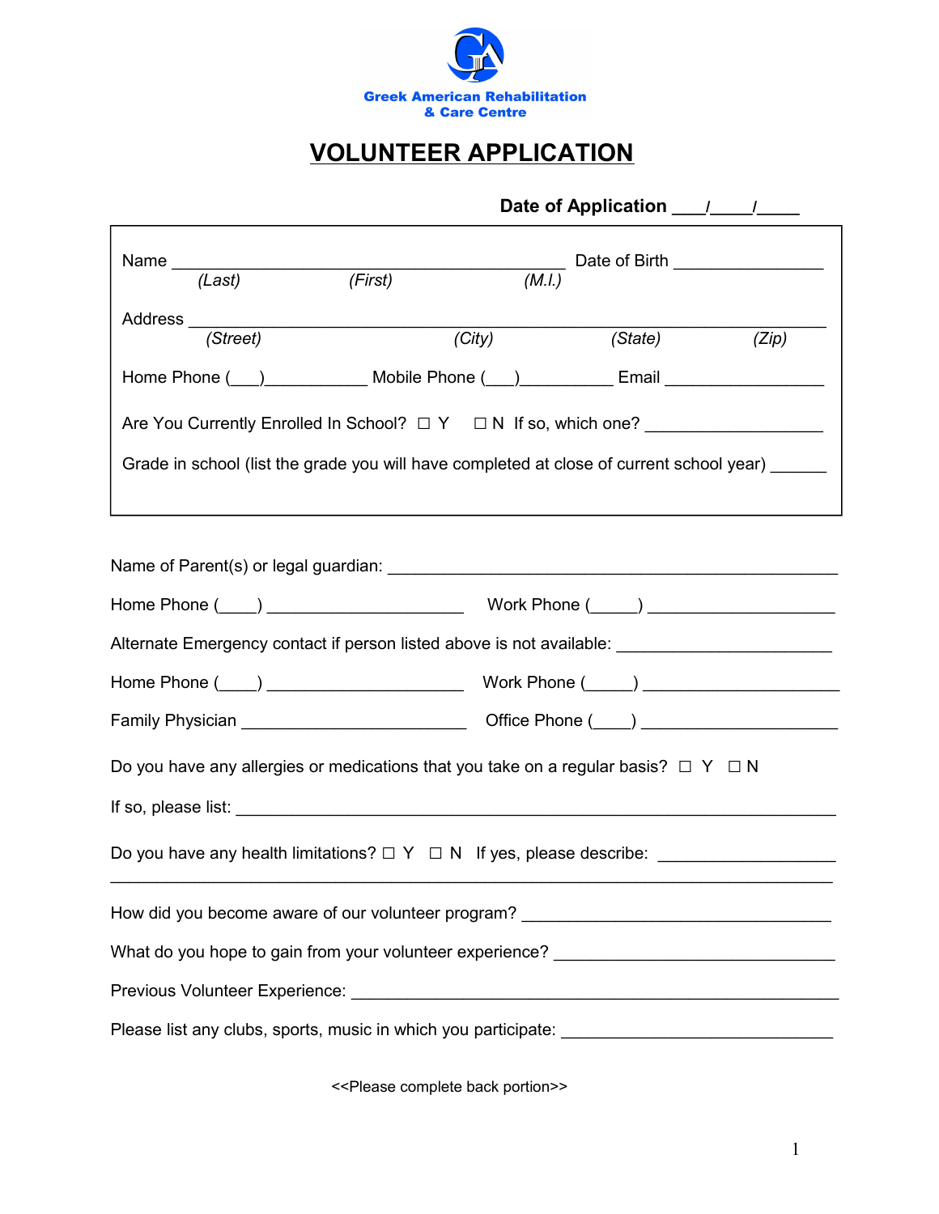Greek American Rehabilitation & Care Centre

# VOLUNTEER APPLICATION

**Date of Application ___/____/____**

Name ___________________________________________ Date of Birth ________________
*(Last)* *(First)* *(M.I.)*

Address ____________________________________________________________________
*(Street)* *(City)* *(State)* *(Zip)*

Home Phone (___)___________ Mobile Phone (___)__________ Email _________________

Are You Currently Enrolled In School? ☐ Y ☐ N If so, which one? ___________________

Grade in school (list the grade you will have completed at close of current school year) ______

Name of Parent(s) or legal guardian: ______________________________________________

Home Phone (____) _____________________ Work Phone (_____) ____________________

Alternate Emergency contact if person listed above is not available: ______________________

Home Phone (____) _____________________ Work Phone (_____) ____________________

Family Physician ________________________ Office Phone (____) ____________________

Do you have any allergies or medications that you take on a regular basis? ☐ Y ☐ N

If so, please list: ____________________________________________________________

Do you have any health limitations? ☐ Y ☐ N If yes, please describe: __________________
______________________________________________________________________________

How did you become aware of our volunteer program? ________________________________

What do you hope to gain from your volunteer experience? ____________________________

Previous Volunteer Experience: __________________________________________________

Please list any clubs, sports, music in which you participate: ______________________________

<<Please complete back portion>>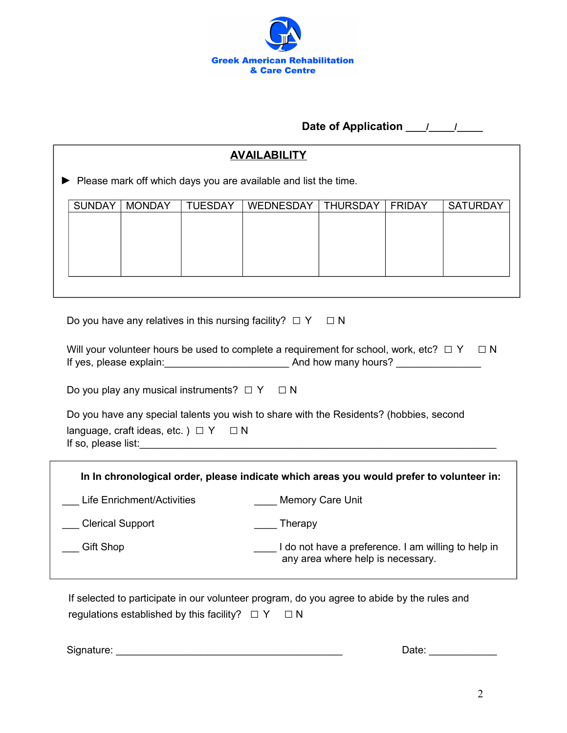**Greek American Rehabilitation & Care Centre**

**Date of Application \_\_\_\_/\_\_\_\_/\_\_\_\_**

## AVAILABILITY

► Please mark off which days you are available and list the time.

| SUNDAY | MONDAY | TUESDAY | WEDNESDAY | THURSDAY | FRIDAY | SATURDAY |
|---|---|---|---|---|---|---|
| | | | | | | |

Do you have any relatives in this nursing facility? ☐ Y ☐ N

Will your volunteer hours be used to complete a requirement for school, work, etc? ☐ Y ☐ N
If yes, please explain:\_\_\_\_\_\_\_\_\_\_\_\_\_\_\_\_\_\_\_\_\_\_\_ And how many hours? \_\_\_\_\_\_\_\_\_\_\_\_\_\_\_\_

Do you play any musical instruments? ☐ Y ☐ N

Do you have any special talents you wish to share with the Residents? (hobbies, second language, craft ideas, etc. ) ☐ Y ☐ N
If so, please list:\_\_\_\_\_\_\_\_\_\_\_\_\_\_\_\_\_\_\_\_\_\_\_\_\_\_\_\_\_\_\_\_\_\_\_\_\_\_\_\_\_\_\_\_\_\_\_\_\_\_\_\_\_\_\_\_\_\_\_\_\_\_\_\_\_

**In In chronological order, please indicate which areas you would prefer to volunteer in:**

\_\_\_ Life Enrichment/Activities

\_\_\_ Clerical Support

\_\_\_ Gift Shop

\_\_\_\_ Memory Care Unit

\_\_\_\_ Therapy

\_\_\_\_ I do not have a preference. I am willing to help in any area where help is necessary.

If selected to participate in our volunteer program, do you agree to abide by the rules and regulations established by this facility? ☐ Y ☐ N

Signature: \_\_\_\_\_\_\_\_\_\_\_\_\_\_\_\_\_\_\_\_\_\_\_\_\_\_\_\_\_\_\_\_\_\_\_\_\_\_\_\_\_\_ Date: \_\_\_\_\_\_\_\_\_\_\_\_\_